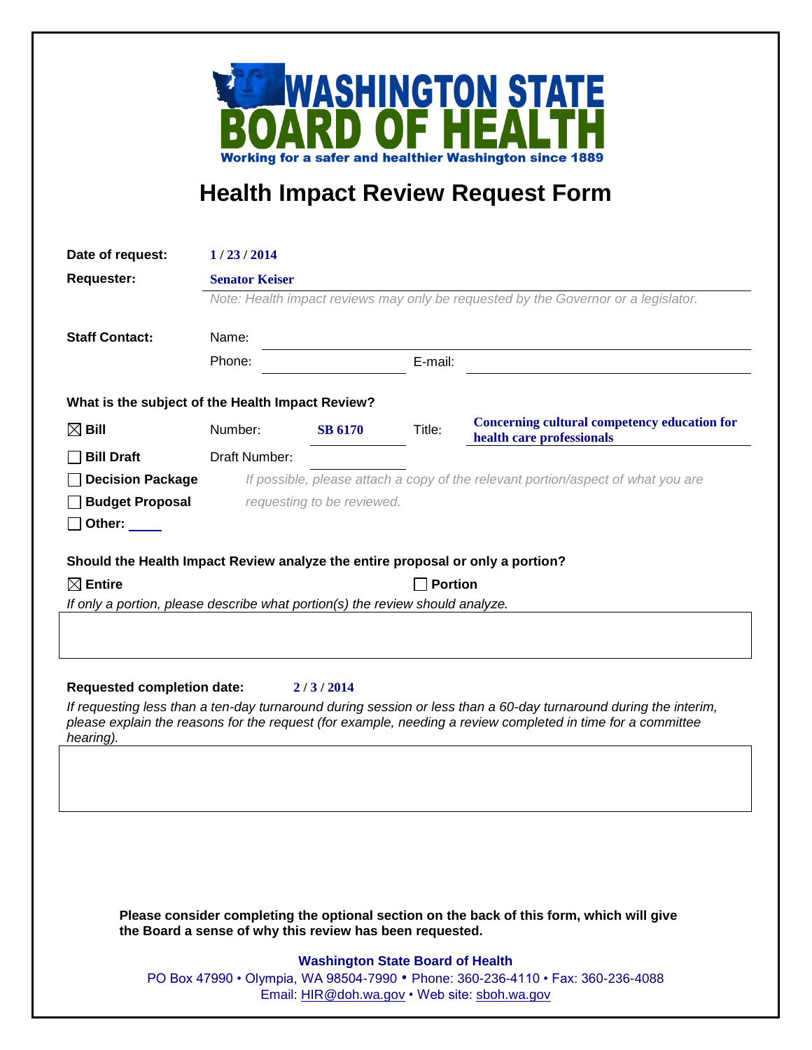**WASHINGTON STATE BOARD OF HEALTH**

Working for a safer and healthier Washington since 1889

# Health Impact Review Request Form

**Date of request:** 1 / 23 / 2014

**Requester:** Senator Keiser

*Note: Health impact reviews may only be requested by the Governor or a legislator.*

**Staff Contact:**

Name:

Phone: E-mail:

**What is the subject of the Health Impact Review?**

☒ **Bill** Number: **SB 6170** Title: **Concerning cultural competency education for health care professionals**

☐ **Bill Draft** Draft Number:

☐ **Decision Package**

☐ **Budget Proposal**

☐ **Other:**

*If possible, please attach a copy of the relevant portion/aspect of what you are requesting to be reviewed.*

**Should the Health Impact Review analyze the entire proposal or only a portion?**

☒ **Entire** ☐ **Portion**

*If only a portion, please describe what portion(s) the review should analyze.*

**Requested completion date:** 2 / 3 / 2014

*If requesting less than a ten-day turnaround during session or less than a 60-day turnaround during the interim, please explain the reasons for the request (for example, needing a review completed in time for a committee hearing).*

**Please consider completing the optional section on the back of this form, which will give the Board a sense of why this review has been requested.**

**Washington State Board of Health**

PO Box 47990 • Olympia, WA 98504-7990 • Phone: 360-236-4110 • Fax: 360-236-4088

Email: HIR@doh.wa.gov • Web site: sboh.wa.gov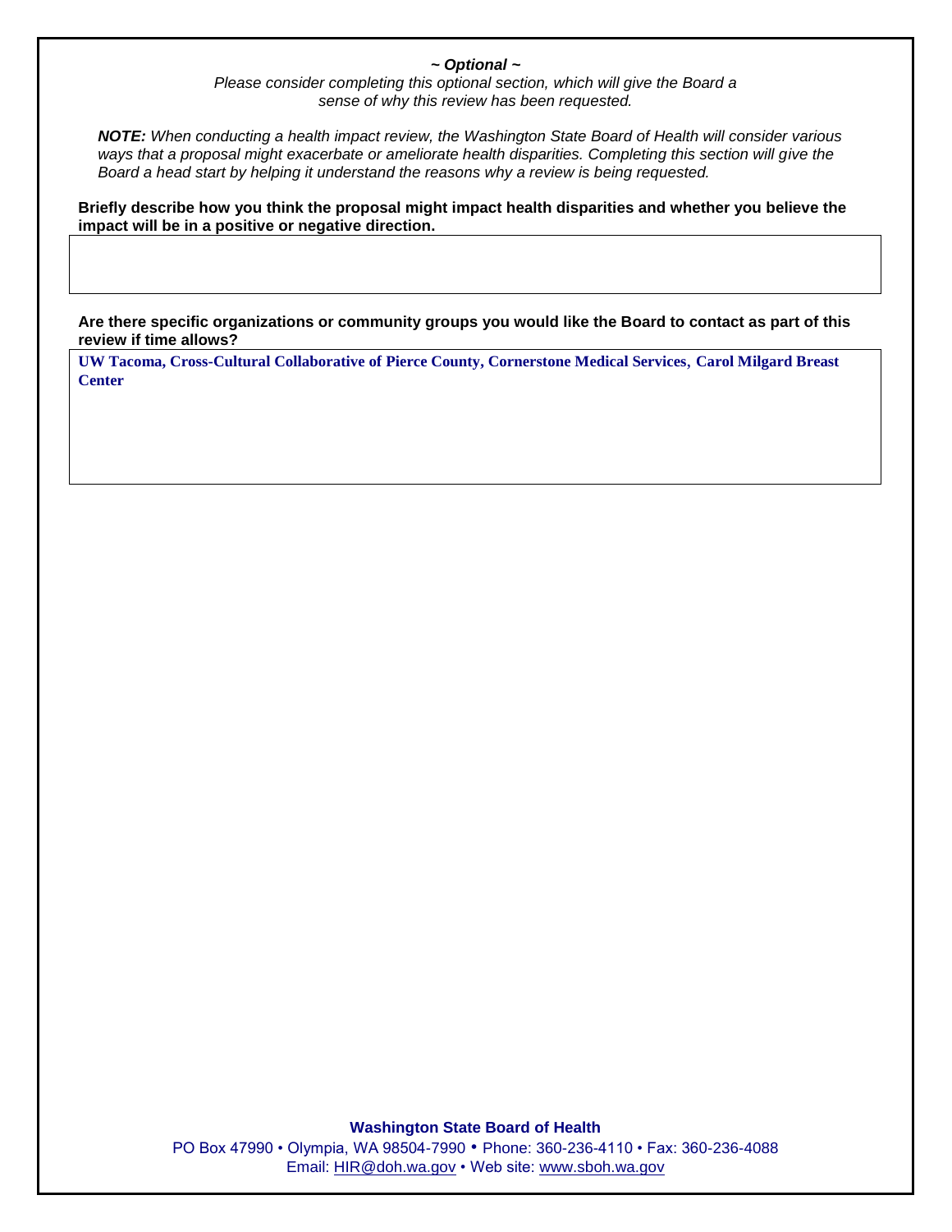***~ Optional ~***

*Please consider completing this optional section, which will give the Board a sense of why this review has been requested.*

***NOTE:*** *When conducting a health impact review, the Washington State Board of Health will consider various ways that a proposal might exacerbate or ameliorate health disparities. Completing this section will give the Board a head start by helping it understand the reasons why a review is being requested.*

**Briefly describe how you think the proposal might impact health disparities and whether you believe the impact will be in a positive or negative direction.**

**Are there specific organizations or community groups you would like the Board to contact as part of this review if time allows?**

**UW Tacoma, Cross-Cultural Collaborative of Pierce County, Cornerstone Medical Services, Carol Milgard Breast Center**

**Washington State Board of Health**

PO Box 47990 • Olympia, WA 98504-7990 • Phone: 360-236-4110 • Fax: 360-236-4088

Email: HIR@doh.wa.gov • Web site: www.sboh.wa.gov